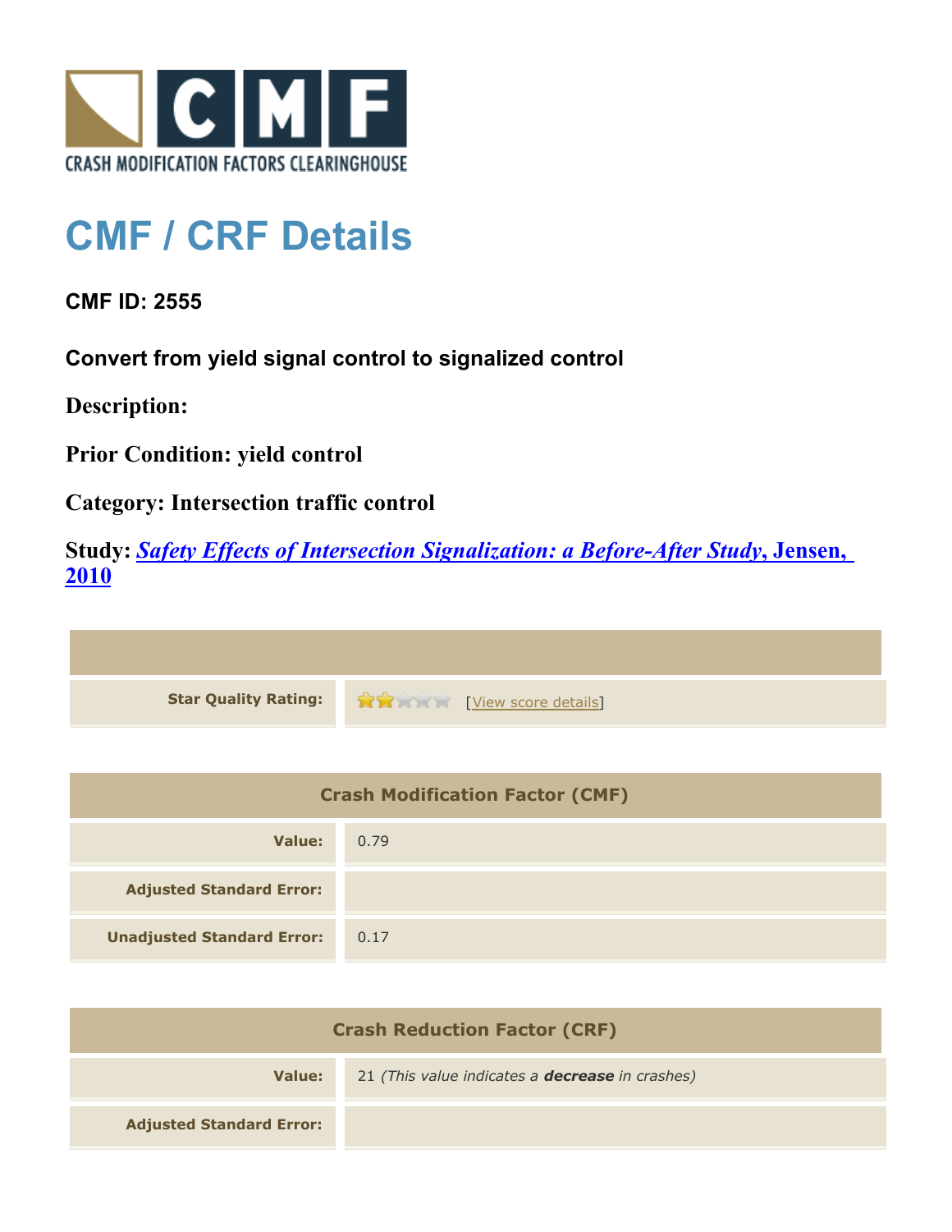CRASH MODIFICATION FACTORS CLEARINGHOUSE

# CMF / CRF Details

### CMF ID: 2555

### Convert from yield signal control to signalized control

**Description:**

**Prior Condition: yield control**

**Category: Intersection traffic control**

**Study:** ***Safety Effects of Intersection Signalization: a Before-After Study*, Jensen, 2010**

| | |
|---|---|
| **Star Quality Rating:** | 2 of 5 stars [View score details] |

| Crash Modification Factor (CMF) | |
|---|---|
| **Value:** | 0.79 |
| **Adjusted Standard Error:** | |
| **Unadjusted Standard Error:** | 0.17 |

| Crash Reduction Factor (CRF) | |
|---|---|
| **Value:** | 21 *(This value indicates a **decrease** in crashes)* |
| **Adjusted Standard Error:** | |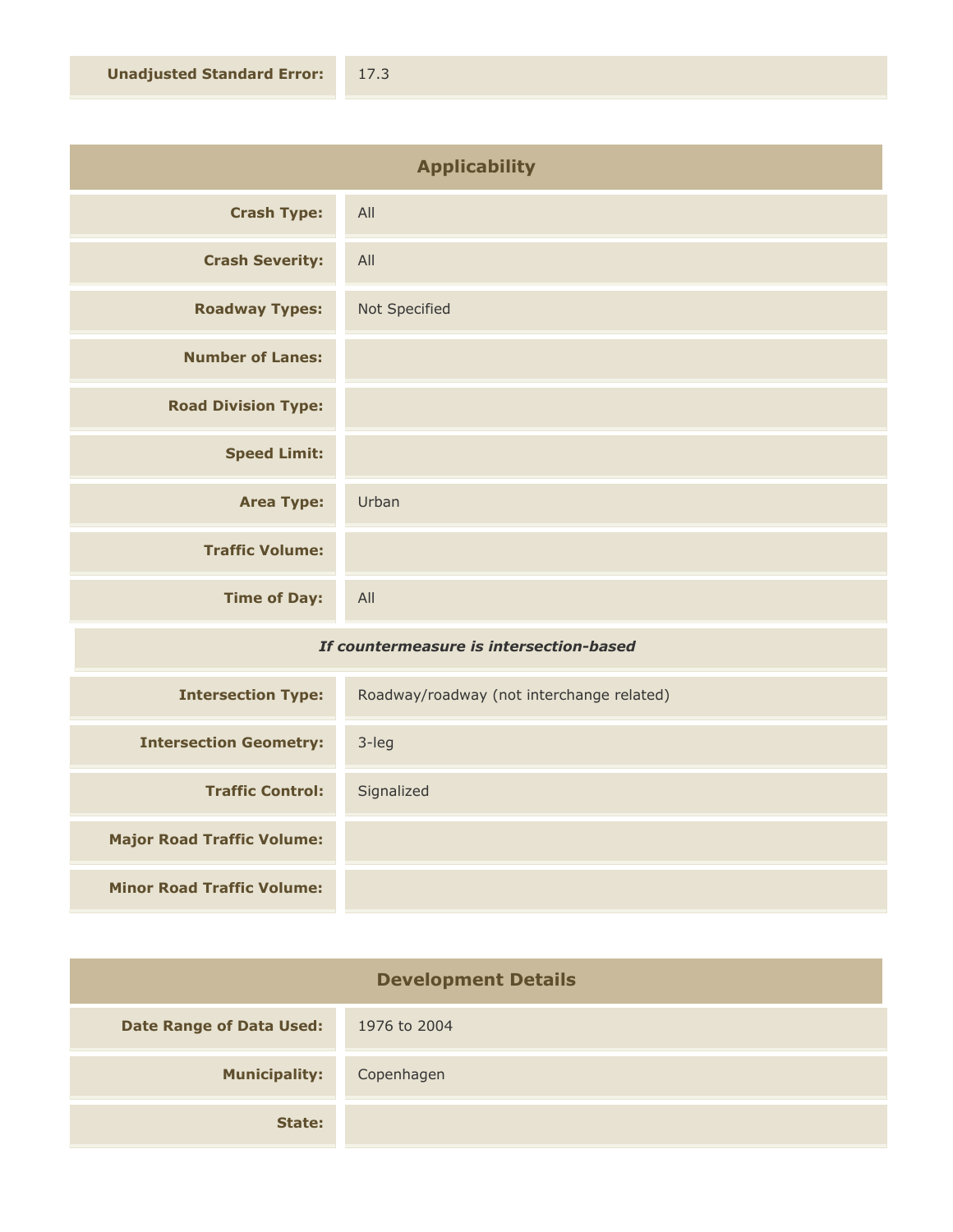| | |
|---|---|
| **Unadjusted Standard Error:** | 17.3 |

## Applicability

| | |
|---|---|
| **Crash Type:** | All |
| **Crash Severity:** | All |
| **Roadway Types:** | Not Specified |
| **Number of Lanes:** | |
| **Road Division Type:** | |
| **Speed Limit:** | |
| **Area Type:** | Urban |
| **Traffic Volume:** | |
| **Time of Day:** | All |

*If countermeasure is intersection-based*

| | |
|---|---|
| **Intersection Type:** | Roadway/roadway (not interchange related) |
| **Intersection Geometry:** | 3-leg |
| **Traffic Control:** | Signalized |
| **Major Road Traffic Volume:** | |
| **Minor Road Traffic Volume:** | |

## Development Details

| | |
|---|---|
| **Date Range of Data Used:** | 1976 to 2004 |
| **Municipality:** | Copenhagen |
| **State:** | |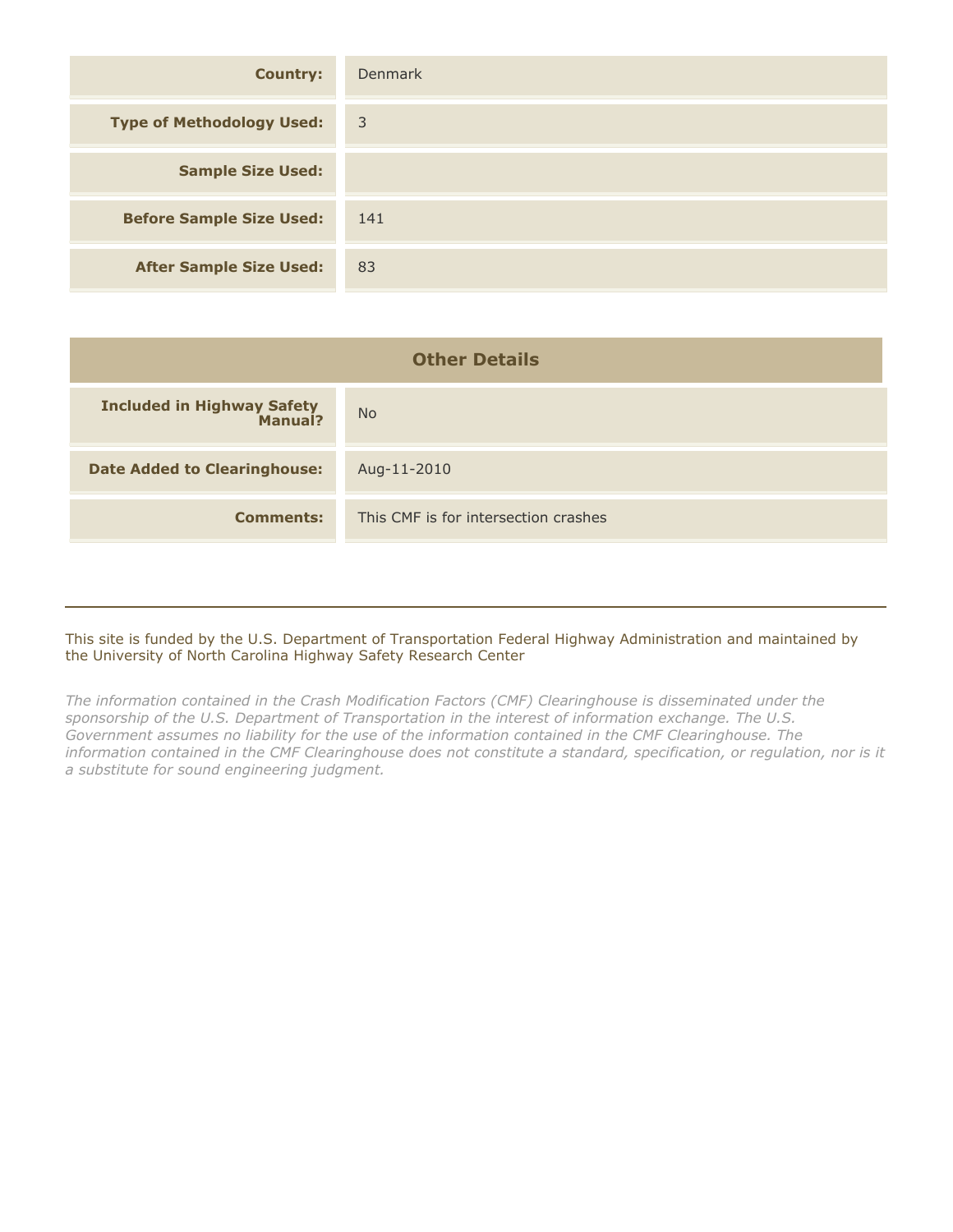| | |
|---|---|
| **Country:** | Denmark |
| **Type of Methodology Used:** | 3 |
| **Sample Size Used:** | |
| **Before Sample Size Used:** | 141 |
| **After Sample Size Used:** | 83 |

## Other Details

| | |
|---|---|
| **Included in Highway Safety Manual?** | No |
| **Date Added to Clearinghouse:** | Aug-11-2010 |
| **Comments:** | This CMF is for intersection crashes |

---

This site is funded by the U.S. Department of Transportation Federal Highway Administration and maintained by the University of North Carolina Highway Safety Research Center

*The information contained in the Crash Modification Factors (CMF) Clearinghouse is disseminated under the sponsorship of the U.S. Department of Transportation in the interest of information exchange. The U.S. Government assumes no liability for the use of the information contained in the CMF Clearinghouse. The information contained in the CMF Clearinghouse does not constitute a standard, specification, or regulation, nor is it a substitute for sound engineering judgment.*